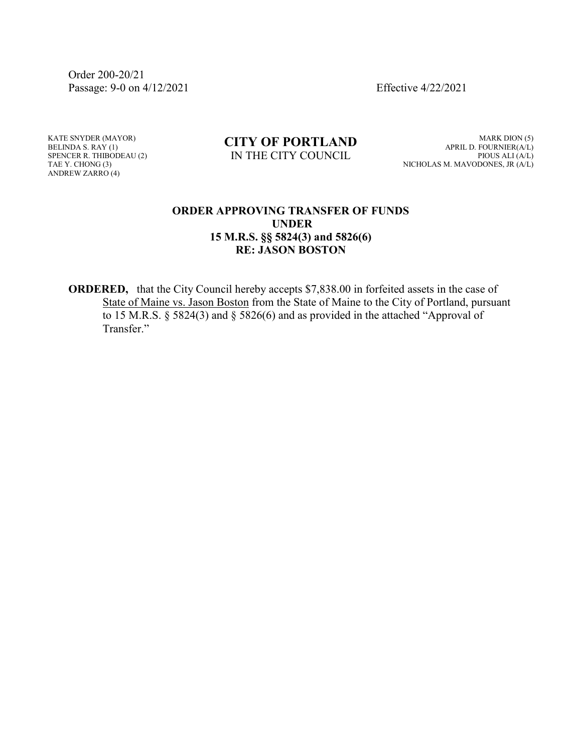Order 200-20/21
Passage: 9-0 on 4/12/2021 Effective 4/22/2021

KATE SNYDER (MAYOR)
BELINDA S. RAY (1)
SPENCER R. THIBODEAU (2)
TAE Y. CHONG (3)
ANDREW ZARRO (4)

**CITY OF PORTLAND**
IN THE CITY COUNCIL

MARK DION (5)
APRIL D. FOURNIER(A/L)
PIOUS ALI (A/L)
NICHOLAS M. MAVODONES, JR (A/L)

**ORDER APPROVING TRANSFER OF FUNDS
UNDER
15 M.R.S. §§ 5824(3) and 5826(6)
RE: JASON BOSTON**

**ORDERED,** that the City Council hereby accepts $7,838.00 in forfeited assets in the case of State of Maine vs. Jason Boston from the State of Maine to the City of Portland, pursuant to 15 M.R.S. § 5824(3) and § 5826(6) and as provided in the attached "Approval of Transfer."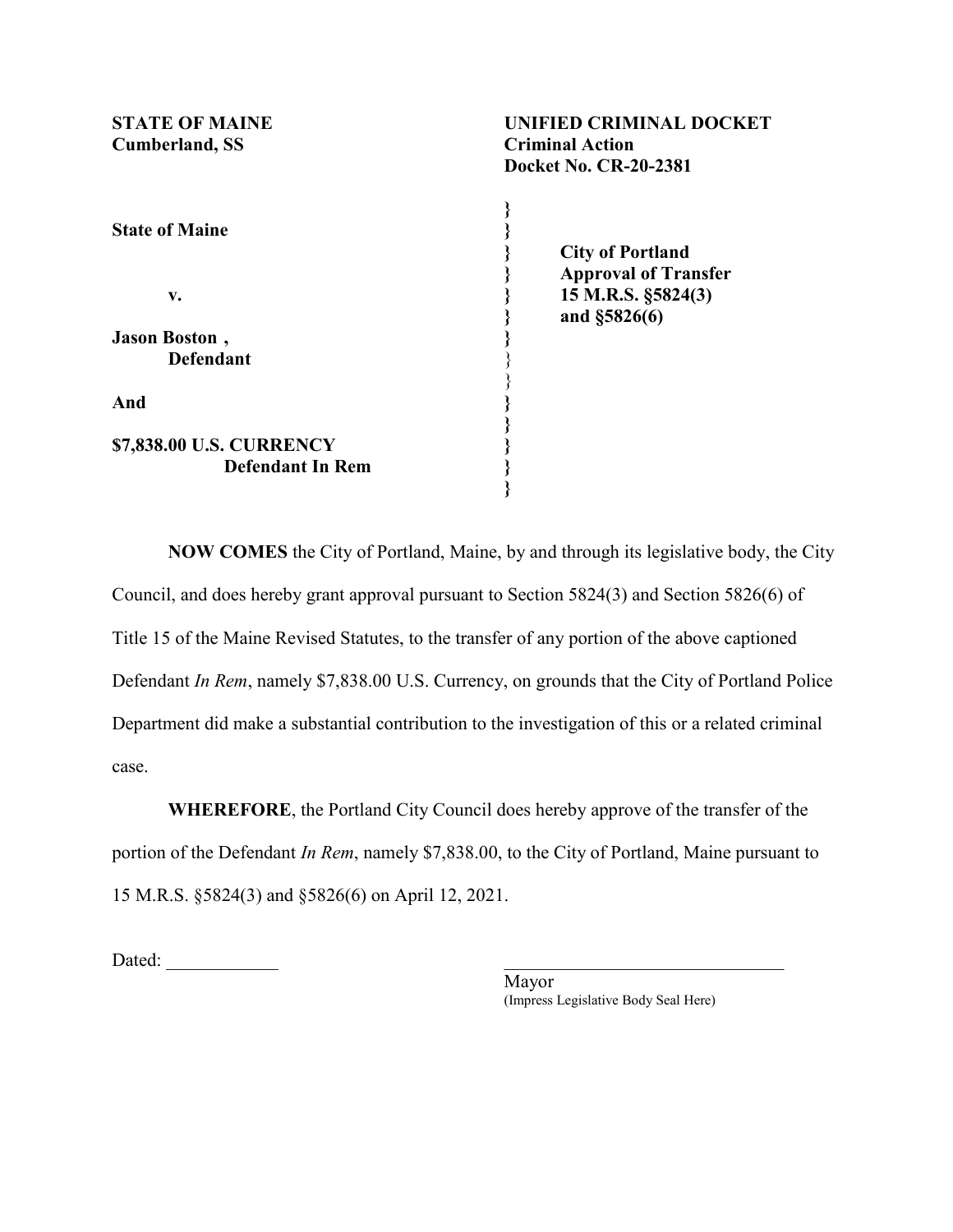**STATE OF MAINE**
**Cumberland, SS**

**UNIFIED CRIMINAL DOCKET**
**Criminal Action**
**Docket No. CR-20-2381**

**State of Maine**

**v.**

**Jason Boston ,**
**Defendant**

**And**

**$7,838.00 U.S. CURRENCY**
**Defendant In Rem**

**City of Portland**
**Approval of Transfer**
**15 M.R.S. §5824(3)**
**and §5826(6)**

**NOW COMES** the City of Portland, Maine, by and through its legislative body, the City Council, and does hereby grant approval pursuant to Section 5824(3) and Section 5826(6) of Title 15 of the Maine Revised Statutes, to the transfer of any portion of the above captioned Defendant *In Rem*, namely $7,838.00 U.S. Currency, on grounds that the City of Portland Police Department did make a substantial contribution to the investigation of this or a related criminal case.

**WHEREFORE**, the Portland City Council does hereby approve of the transfer of the portion of the Defendant *In Rem*, namely $7,838.00, to the City of Portland, Maine pursuant to 15 M.R.S. §5824(3) and §5826(6) on April 12, 2021.

Dated: ____________

_______________________________
Mayor
(Impress Legislative Body Seal Here)